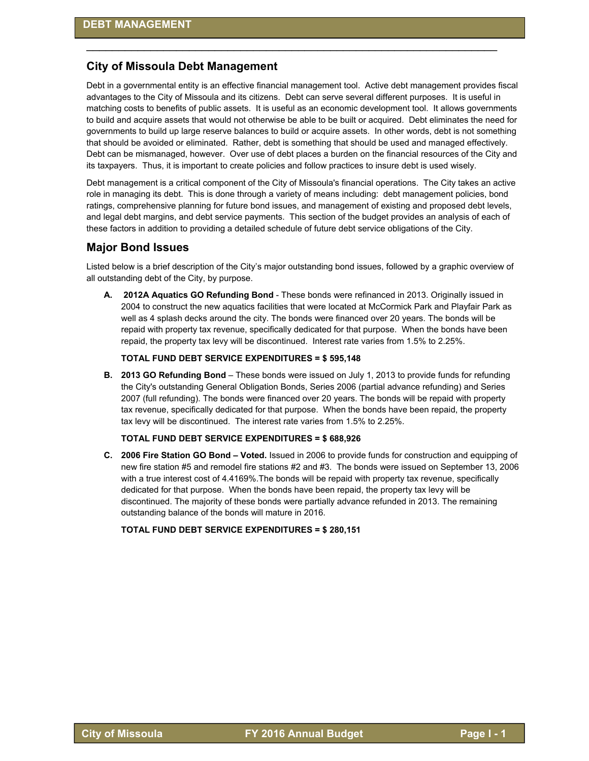# City of Missoula Debt Management

Debt in a governmental entity is an effective financial management tool. Active debt management provides fiscal advantages to the City of Missoula and its citizens. Debt can serve several different purposes. It is useful in matching costs to benefits of public assets. It is useful as an economic development tool. It allows governments to build and acquire assets that would not otherwise be able to be built or acquired. Debt eliminates the need for governments to build up large reserve balances to build or acquire assets. In other words, debt is not something that should be avoided or eliminated. Rather, debt is something that should be used and managed effectively. Debt can be mismanaged, however. Over use of debt places a burden on the financial resources of the City and its taxpayers. Thus, it is important to create policies and follow practices to insure debt is used wisely.

Debt management is a critical component of the City of Missoula's financial operations. The City takes an active role in managing its debt. This is done through a variety of means including: debt management policies, bond ratings, comprehensive planning for future bond issues, and management of existing and proposed debt levels, and legal debt margins, and debt service payments. This section of the budget provides an analysis of each of these factors in addition to providing a detailed schedule of future debt service obligations of the City.

## Major Bond Issues

Listed below is a brief description of the City's major outstanding bond issues, followed by a graphic overview of all outstanding debt of the City, by purpose.

A. **2012A Aquatics GO Refunding Bond** - These bonds were refinanced in 2013. Originally issued in 2004 to construct the new aquatics facilities that were located at McCormick Park and Playfair Park as well as 4 splash decks around the city. The bonds were financed over 20 years. The bonds will be repaid with property tax revenue, specifically dedicated for that purpose. When the bonds have been repaid, the property tax levy will be discontinued. Interest rate varies from 1.5% to 2.25%.

   **TOTAL FUND DEBT SERVICE EXPENDITURES = $ 595,148**

B. **2013 GO Refunding Bond** – These bonds were issued on July 1, 2013 to provide funds for refunding the City's outstanding General Obligation Bonds, Series 2006 (partial advance refunding) and Series 2007 (full refunding). The bonds were financed over 20 years. The bonds will be repaid with property tax revenue, specifically dedicated for that purpose. When the bonds have been repaid, the property tax levy will be discontinued. The interest rate varies from 1.5% to 2.25%.

   **TOTAL FUND DEBT SERVICE EXPENDITURES = $ 688,926**

C. **2006 Fire Station GO Bond – Voted.** Issued in 2006 to provide funds for construction and equipping of new fire station #5 and remodel fire stations #2 and #3. The bonds were issued on September 13, 2006 with a true interest cost of 4.4169%.The bonds will be repaid with property tax revenue, specifically dedicated for that purpose. When the bonds have been repaid, the property tax levy will be discontinued. The majority of these bonds were partially advance refunded in 2013. The remaining outstanding balance of the bonds will mature in 2016.

   **TOTAL FUND DEBT SERVICE EXPENDITURES = $ 280,151**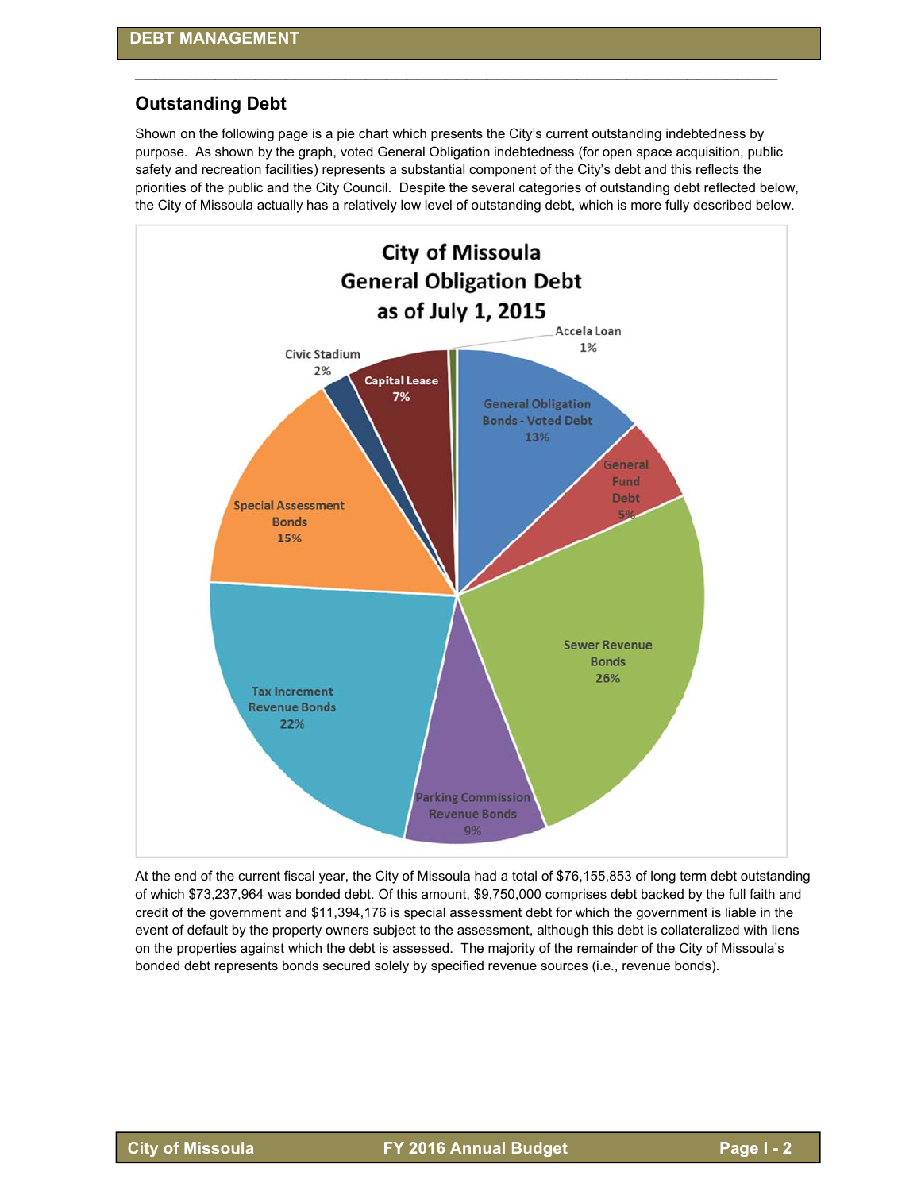## Outstanding Debt

Shown on the following page is a pie chart which presents the City's current outstanding indebtedness by purpose. As shown by the graph, voted General Obligation indebtedness (for open space acquisition, public safety and recreation facilities) represents a substantial component of the City's debt and this reflects the priorities of the public and the City Council. Despite the several categories of outstanding debt reflected below, the City of Missoula actually has a relatively low level of outstanding debt, which is more fully described below.

**City of Missoula General Obligation Debt as of July 1, 2015**

| Category | Percent |
| --- | --- |
| General Obligation Bonds - Voted Debt | 13% |
| General Fund Debt | 5% |
| Sewer Revenue Bonds | 26% |
| Parking Commission Revenue Bonds | 9% |
| Tax Increment Revenue Bonds | 22% |
| Special Assessment Bonds | 15% |
| Civic Stadium | 2% |
| Capital Lease | 7% |
| Accela Loan | 1% |

At the end of the current fiscal year, the City of Missoula had a total of $76,155,853 of long term debt outstanding of which $73,237,964 was bonded debt. Of this amount, $9,750,000 comprises debt backed by the full faith and credit of the government and $11,394,176 is special assessment debt for which the government is liable in the event of default by the property owners subject to the assessment, although this debt is collateralized with liens on the properties against which the debt is assessed. The majority of the remainder of the City of Missoula's bonded debt represents bonds secured solely by specified revenue sources (i.e., revenue bonds).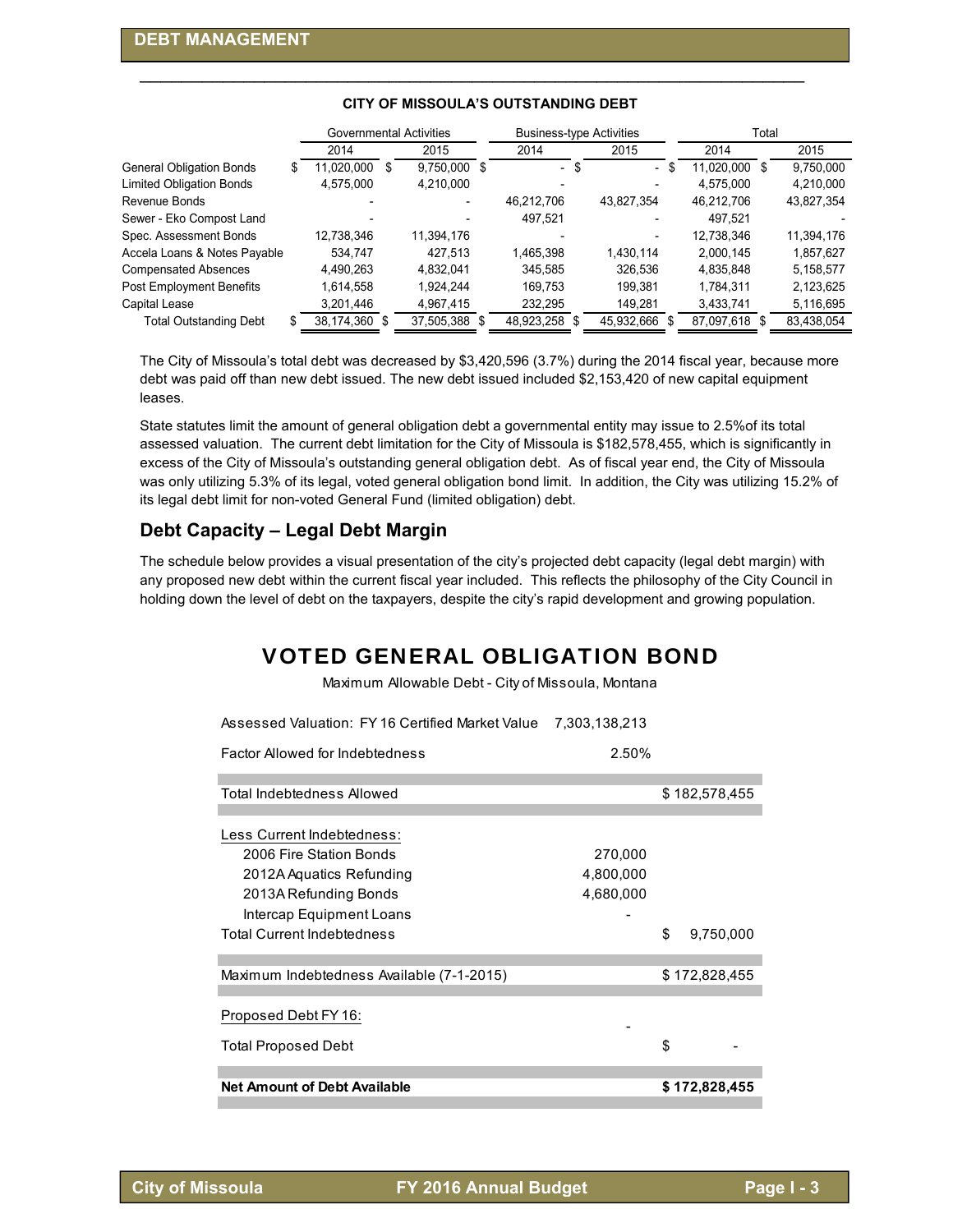## DEBT MANAGEMENT

### CITY OF MISSOULA'S OUTSTANDING DEBT

| | Governmental Activities | | Business-type Activities | | Total | |
|---|---|---|---|---|---|---|
| | 2014 | 2015 | 2014 | 2015 | 2014 | 2015 |
| General Obligation Bonds | $ 11,020,000 | $ 9,750,000 | $ - | $ - | $ 11,020,000 | $ 9,750,000 |
| Limited Obligation Bonds | 4,575,000 | 4,210,000 | - | - | 4,575,000 | 4,210,000 |
| Revenue Bonds | - | - | 46,212,706 | 43,827,354 | 46,212,706 | 43,827,354 |
| Sewer - Eko Compost Land | - | - | 497,521 | - | 497,521 | - |
| Spec. Assessment Bonds | 12,738,346 | 11,394,176 | - | - | 12,738,346 | 11,394,176 |
| Accela Loans & Notes Payable | 534,747 | 427,513 | 1,465,398 | 1,430,114 | 2,000,145 | 1,857,627 |
| Compensated Absences | 4,490,263 | 4,832,041 | 345,585 | 326,536 | 4,835,848 | 5,158,577 |
| Post Employment Benefits | 1,614,558 | 1,924,244 | 169,753 | 199,381 | 1,784,311 | 2,123,625 |
| Capital Lease | 3,201,446 | 4,967,415 | 232,295 | 149,281 | 3,433,741 | 5,116,695 |
| Total Outstanding Debt | $ 38,174,360 | $ 37,505,388 | $ 48,923,258 | $ 45,932,666 | $ 87,097,618 | $ 83,438,054 |

The City of Missoula's total debt was decreased by $3,420,596 (3.7%) during the 2014 fiscal year, because more debt was paid off than new debt issued. The new debt issued included $2,153,420 of new capital equipment leases.

State statutes limit the amount of general obligation debt a governmental entity may issue to 2.5%of its total assessed valuation. The current debt limitation for the City of Missoula is $182,578,455, which is significantly in excess of the City of Missoula's outstanding general obligation debt. As of fiscal year end, the City of Missoula was only utilizing 5.3% of its legal, voted general obligation bond limit. In addition, the City was utilizing 15.2% of its legal debt limit for non-voted General Fund (limited obligation) debt.

## Debt Capacity – Legal Debt Margin

The schedule below provides a visual presentation of the city's projected debt capacity (legal debt margin) with any proposed new debt within the current fiscal year included. This reflects the philosophy of the City Council in holding down the level of debt on the taxpayers, despite the city's rapid development and growing population.

## VOTED GENERAL OBLIGATION BOND

Maximum Allowable Debt - City of Missoula, Montana

| | | |
|---|---|---|
| Assessed Valuation: FY 16 Certified Market Value | 7,303,138,213 | |
| Factor Allowed for Indebtedness | 2.50% | |
| Total Indebtedness Allowed | | $ 182,578,455 |
| Less Current Indebtedness: | | |
| 2006 Fire Station Bonds | 270,000 | |
| 2012A Aquatics Refunding | 4,800,000 | |
| 2013A Refunding Bonds | 4,680,000 | |
| Intercap Equipment Loans | - | |
| Total Current Indebtedness | | $ 9,750,000 |
| Maximum Indebtedness Available (7-1-2015) | | $ 172,828,455 |
| Proposed Debt FY 16: | - | |
| Total Proposed Debt | | $ - |
| **Net Amount of Debt Available** | | **$ 172,828,455** |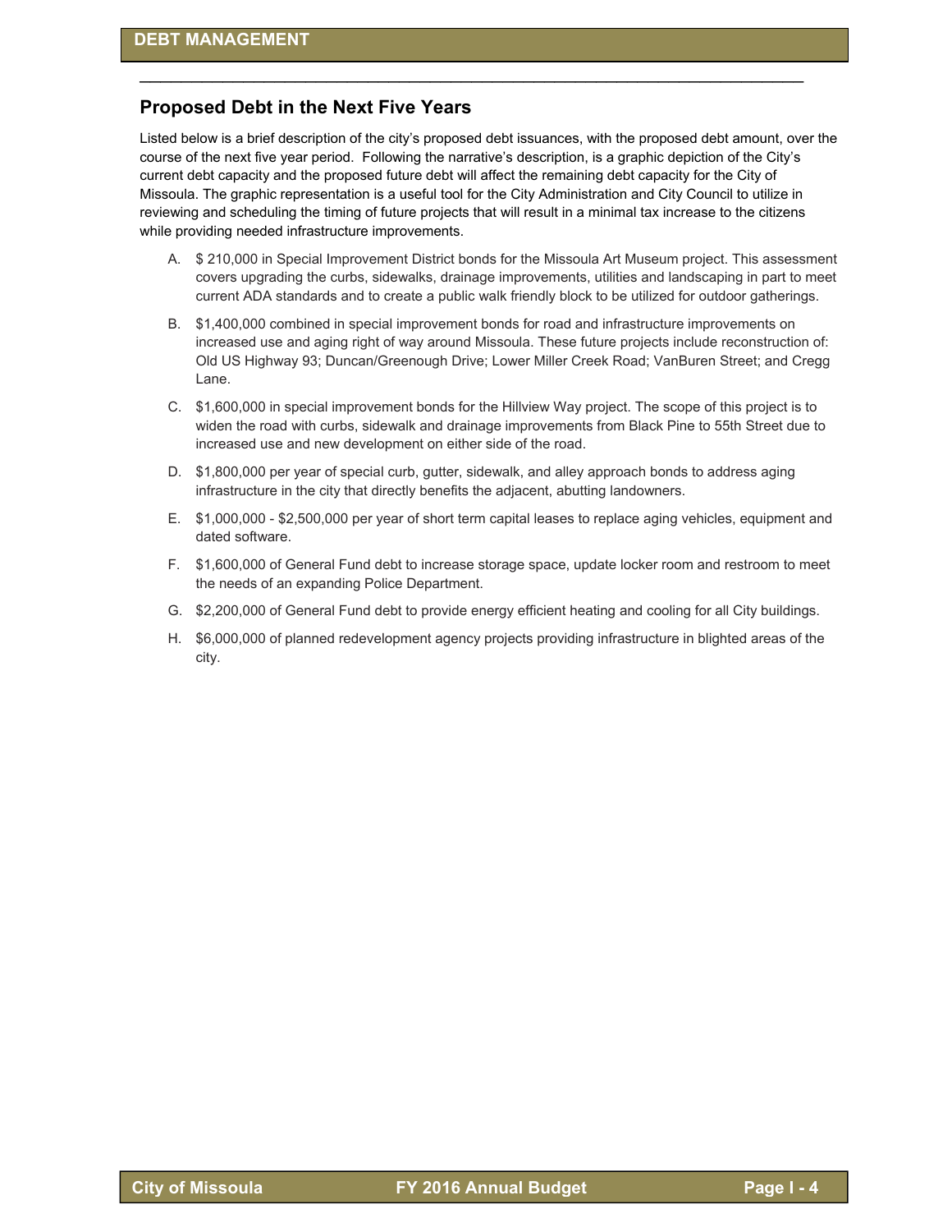## Proposed Debt in the Next Five Years

Listed below is a brief description of the city's proposed debt issuances, with the proposed debt amount, over the course of the next five year period. Following the narrative's description, is a graphic depiction of the City's current debt capacity and the proposed future debt will affect the remaining debt capacity for the City of Missoula. The graphic representation is a useful tool for the City Administration and City Council to utilize in reviewing and scheduling the timing of future projects that will result in a minimal tax increase to the citizens while providing needed infrastructure improvements.

A. $ 210,000 in Special Improvement District bonds for the Missoula Art Museum project. This assessment covers upgrading the curbs, sidewalks, drainage improvements, utilities and landscaping in part to meet current ADA standards and to create a public walk friendly block to be utilized for outdoor gatherings.

B. $1,400,000 combined in special improvement bonds for road and infrastructure improvements on increased use and aging right of way around Missoula. These future projects include reconstruction of: Old US Highway 93; Duncan/Greenough Drive; Lower Miller Creek Road; VanBuren Street; and Cregg Lane.

C. $1,600,000 in special improvement bonds for the Hillview Way project. The scope of this project is to widen the road with curbs, sidewalk and drainage improvements from Black Pine to 55th Street due to increased use and new development on either side of the road.

D. $1,800,000 per year of special curb, gutter, sidewalk, and alley approach bonds to address aging infrastructure in the city that directly benefits the adjacent, abutting landowners.

E. $1,000,000 - $2,500,000 per year of short term capital leases to replace aging vehicles, equipment and dated software.

F. $1,600,000 of General Fund debt to increase storage space, update locker room and restroom to meet the needs of an expanding Police Department.

G. $2,200,000 of General Fund debt to provide energy efficient heating and cooling for all City buildings.

H. $6,000,000 of planned redevelopment agency projects providing infrastructure in blighted areas of the city.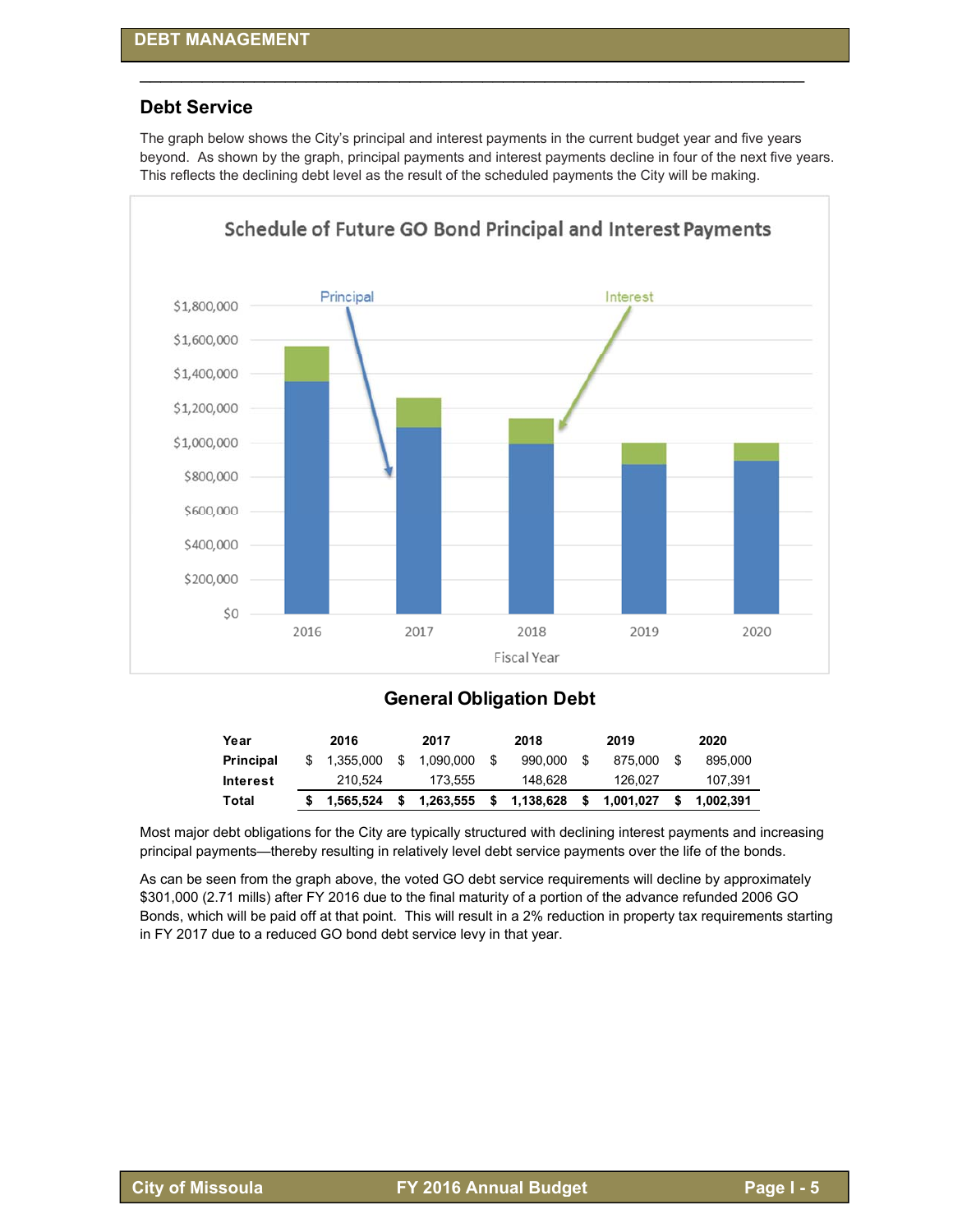## Debt Service

The graph below shows the City's principal and interest payments in the current budget year and five years beyond. As shown by the graph, principal payments and interest payments decline in four of the next five years. This reflects the declining debt level as the result of the scheduled payments the City will be making.

### General Obligation Debt

| Year | 2016 | 2017 | 2018 | 2019 | 2020 |
|---|---|---|---|---|---|
| Principal | $ 1,355,000 | $ 1,090,000 | $ 990,000 | $ 875,000 | $ 895,000 |
| Interest | 210,524 | 173,555 | 148,628 | 126,027 | 107,391 |
| **Total** | **$ 1,565,524** | **$ 1,263,555** | **$ 1,138,628** | **$ 1,001,027** | **$ 1,002,391** |

Most major debt obligations for the City are typically structured with declining interest payments and increasing principal payments—thereby resulting in relatively level debt service payments over the life of the bonds.

As can be seen from the graph above, the voted GO debt service requirements will decline by approximately $301,000 (2.71 mills) after FY 2016 due to the final maturity of a portion of the advance refunded 2006 GO Bonds, which will be paid off at that point. This will result in a 2% reduction in property tax requirements starting in FY 2017 due to a reduced GO bond debt service levy in that year.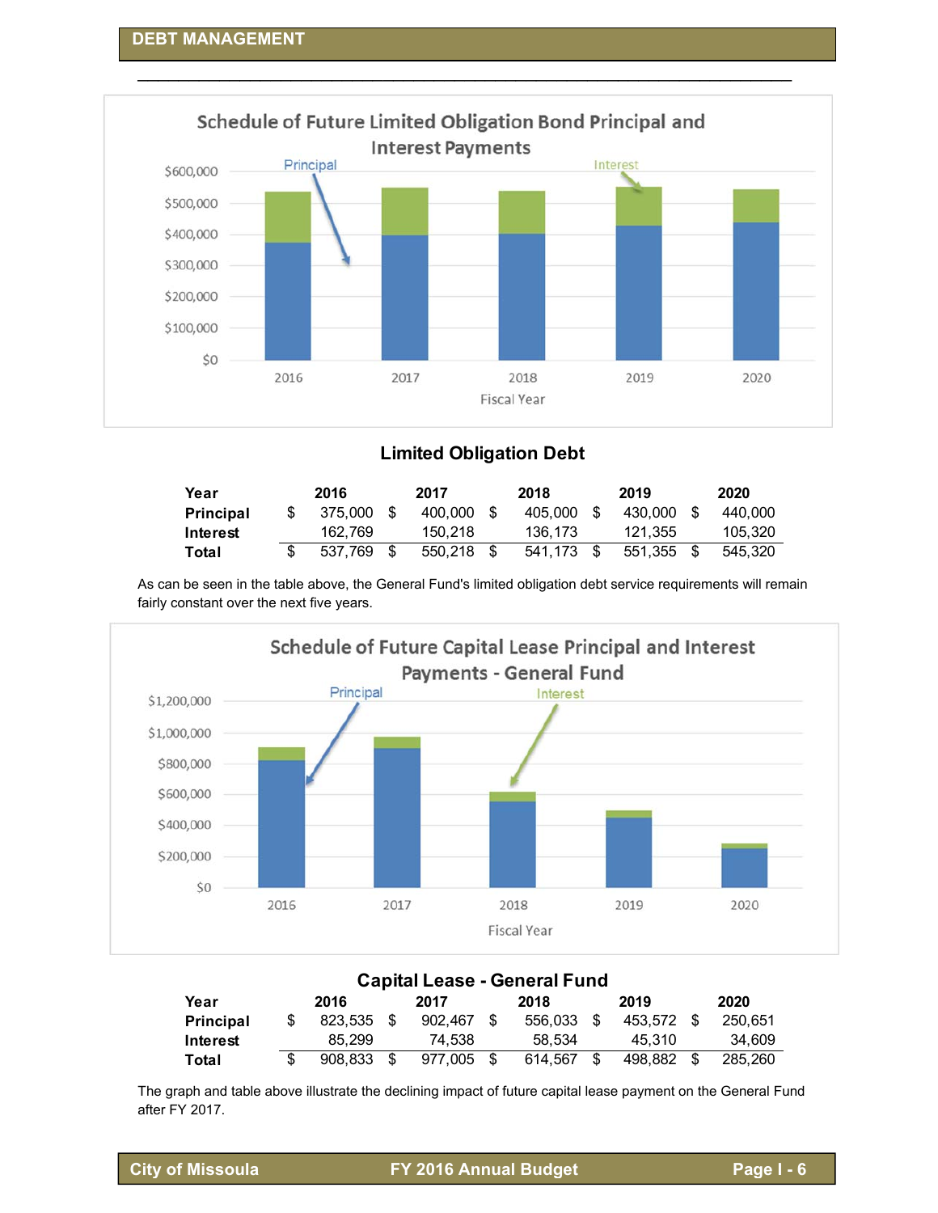## Limited Obligation Debt

| Year | 2016 | 2017 | 2018 | 2019 | 2020 |
|---|---|---|---|---|---|
| Principal | $ 375,000 | $ 400,000 | $ 405,000 | $ 430,000 | $ 440,000 |
| Interest | 162,769 | 150,218 | 136,173 | 121,355 | 105,320 |
| Total | $ 537,769 | $ 550,218 | $ 541,173 | $ 551,355 | $ 545,320 |

As can be seen in the table above, the General Fund's limited obligation debt service requirements will remain fairly constant over the next five years.

## Capital Lease - General Fund

| Year | 2016 | 2017 | 2018 | 2019 | 2020 |
|---|---|---|---|---|---|
| Principal | $ 823,535 | $ 902,467 | $ 556,033 | $ 453,572 | $ 250,651 |
| Interest | 85,299 | 74,538 | 58,534 | 45,310 | 34,609 |
| Total | $ 908,833 | $ 977,005 | $ 614,567 | $ 498,882 | $ 285,260 |

The graph and table above illustrate the declining impact of future capital lease payment on the General Fund after FY 2017.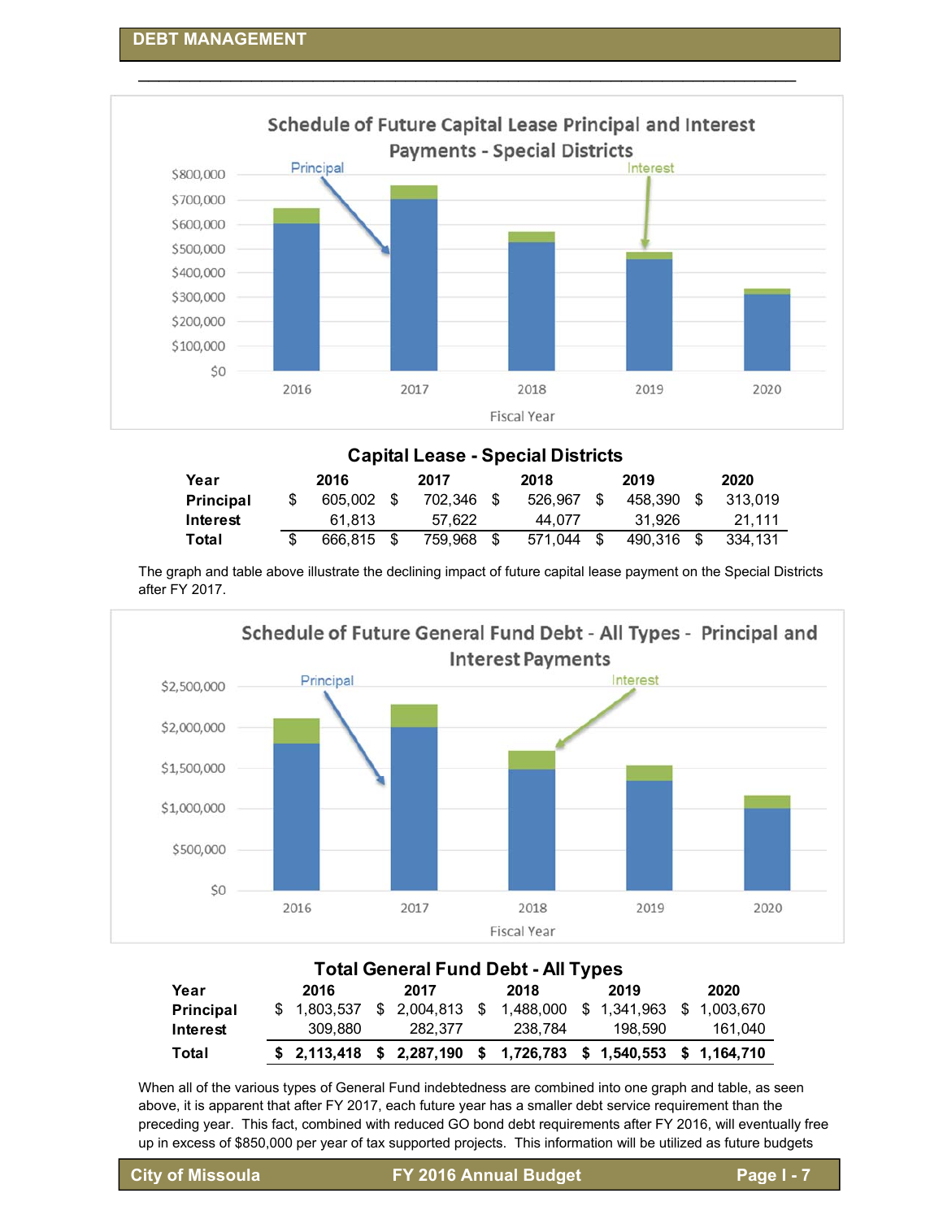# DEBT MANAGEMENT

### Schedule of Future Capital Lease Principal and Interest Payments - Special Districts

## Capital Lease - Special Districts

| Year | 2016 | 2017 | 2018 | 2019 | 2020 |
|---|---|---|---|---|---|
| Principal | $ 605,002 | $ 702,346 | $ 526,967 | $ 458,390 | $ 313,019 |
| Interest | 61,813 | 57,622 | 44,077 | 31,926 | 21,111 |
| Total | $ 666,815 | $ 759,968 | $ 571,044 | $ 490,316 | $ 334,131 |

The graph and table above illustrate the declining impact of future capital lease payment on the Special Districts after FY 2017.

### Schedule of Future General Fund Debt - All Types - Principal and Interest Payments

## Total General Fund Debt - All Types

| Year | 2016 | 2017 | 2018 | 2019 | 2020 |
|---|---|---|---|---|---|
| Principal | $ 1,803,537 | $ 2,004,813 | $ 1,488,000 | $ 1,341,963 | $ 1,003,670 |
| Interest | 309,880 | 282,377 | 238,784 | 198,590 | 161,040 |
| **Total** | **$ 2,113,418** | **$ 2,287,190** | **$ 1,726,783** | **$ 1,540,553** | **$ 1,164,710** |

When all of the various types of General Fund indebtedness are combined into one graph and table, as seen above, it is apparent that after FY 2017, each future year has a smaller debt service requirement than the preceding year. This fact, combined with reduced GO bond debt requirements after FY 2016, will eventually free up in excess of $850,000 per year of tax supported projects. This information will be utilized as future budgets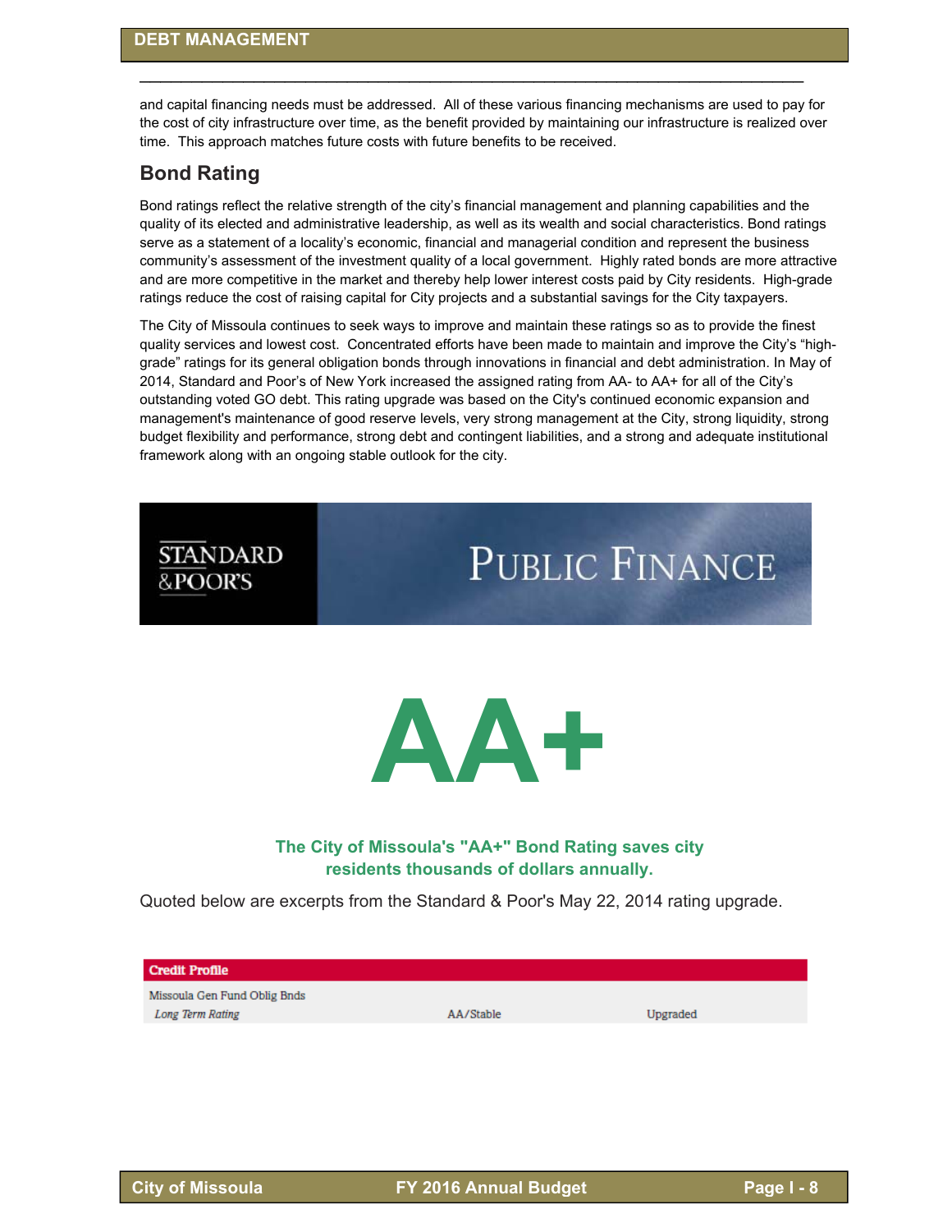and capital financing needs must be addressed. All of these various financing mechanisms are used to pay for the cost of city infrastructure over time, as the benefit provided by maintaining our infrastructure is realized over time. This approach matches future costs with future benefits to be received.

## Bond Rating

Bond ratings reflect the relative strength of the city's financial management and planning capabilities and the quality of its elected and administrative leadership, as well as its wealth and social characteristics. Bond ratings serve as a statement of a locality's economic, financial and managerial condition and represent the business community's assessment of the investment quality of a local government. Highly rated bonds are more attractive and are more competitive in the market and thereby help lower interest costs paid by City residents. High-grade ratings reduce the cost of raising capital for City projects and a substantial savings for the City taxpayers.

The City of Missoula continues to seek ways to improve and maintain these ratings so as to provide the finest quality services and lowest cost. Concentrated efforts have been made to maintain and improve the City's "high-grade" ratings for its general obligation bonds through innovations in financial and debt administration. In May of 2014, Standard and Poor's of New York increased the assigned rating from AA- to AA+ for all of the City's outstanding voted GO debt. This rating upgrade was based on the City's continued economic expansion and management's maintenance of good reserve levels, very strong management at the City, strong liquidity, strong budget flexibility and performance, strong debt and contingent liabilities, and a strong and adequate institutional framework along with an ongoing stable outlook for the city.

STANDARD &POOR'S — PUBLIC FINANCE

# AA+

**The City of Missoula's "AA+" Bond Rating saves city residents thousands of dollars annually.**

Quoted below are excerpts from the Standard & Poor's May 22, 2014 rating upgrade.

| Credit Profile | | |
|---|---|---|
| Missoula Gen Fund Oblig Bnds | | |
| *Long Term Rating* | AA/Stable | Upgraded |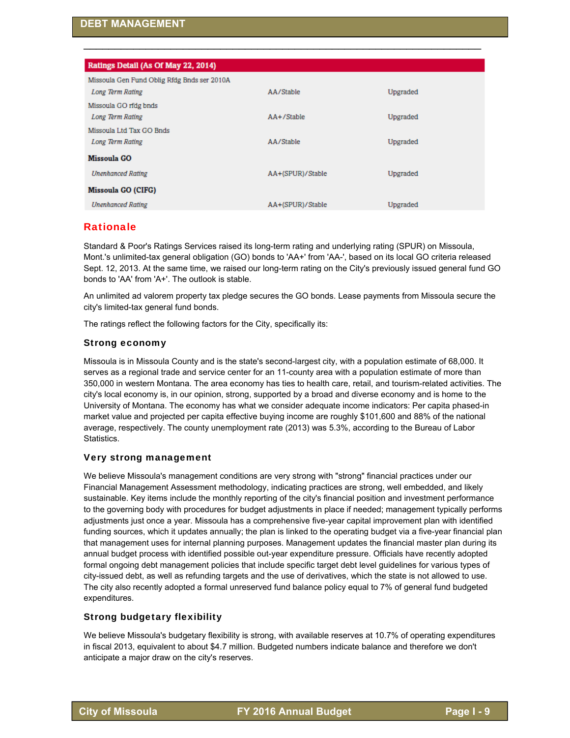## DEBT MANAGEMENT

| Ratings Detail (As Of May 22, 2014) | | |
|---|---|---|
| Missoula Gen Fund Oblig Rfdg Bnds ser 2010A | | |
| *Long Term Rating* | AA/Stable | Upgraded |
| Missoula GO rfdg bnds | | |
| *Long Term Rating* | AA+/Stable | Upgraded |
| Missoula Ltd Tax GO Bnds | | |
| *Long Term Rating* | AA/Stable | Upgraded |
| **Missoula GO** | | |
| *Unenhanced Rating* | AA+(SPUR)/Stable | Upgraded |
| **Missoula GO (CIFG)** | | |
| *Unenhanced Rating* | AA+(SPUR)/Stable | Upgraded |

### Rationale

Standard & Poor's Ratings Services raised its long-term rating and underlying rating (SPUR) on Missoula, Mont.'s unlimited-tax general obligation (GO) bonds to 'AA+' from 'AA-', based on its local GO criteria released Sept. 12, 2013. At the same time, we raised our long-term rating on the City's previously issued general fund GO bonds to 'AA' from 'A+'. The outlook is stable.

An unlimited ad valorem property tax pledge secures the GO bonds. Lease payments from Missoula secure the city's limited-tax general fund bonds.

The ratings reflect the following factors for the City, specifically its:

#### Strong economy

Missoula is in Missoula County and is the state's second-largest city, with a population estimate of 68,000. It serves as a regional trade and service center for an 11-county area with a population estimate of more than 350,000 in western Montana. The area economy has ties to health care, retail, and tourism-related activities. The city's local economy is, in our opinion, strong, supported by a broad and diverse economy and is home to the University of Montana. The economy has what we consider adequate income indicators: Per capita phased-in market value and projected per capita effective buying income are roughly $101,600 and 88% of the national average, respectively. The county unemployment rate (2013) was 5.3%, according to the Bureau of Labor Statistics.

#### Very strong management

We believe Missoula's management conditions are very strong with "strong" financial practices under our Financial Management Assessment methodology, indicating practices are strong, well embedded, and likely sustainable. Key items include the monthly reporting of the city's financial position and investment performance to the governing body with procedures for budget adjustments in place if needed; management typically performs adjustments just once a year. Missoula has a comprehensive five-year capital improvement plan with identified funding sources, which it updates annually; the plan is linked to the operating budget via a five-year financial plan that management uses for internal planning purposes. Management updates the financial master plan during its annual budget process with identified possible out-year expenditure pressure. Officials have recently adopted formal ongoing debt management policies that include specific target debt level guidelines for various types of city-issued debt, as well as refunding targets and the use of derivatives, which the state is not allowed to use. The city also recently adopted a formal unreserved fund balance policy equal to 7% of general fund budgeted expenditures.

#### Strong budgetary flexibility

We believe Missoula's budgetary flexibility is strong, with available reserves at 10.7% of operating expenditures in fiscal 2013, equivalent to about $4.7 million. Budgeted numbers indicate balance and therefore we don't anticipate a major draw on the city's reserves.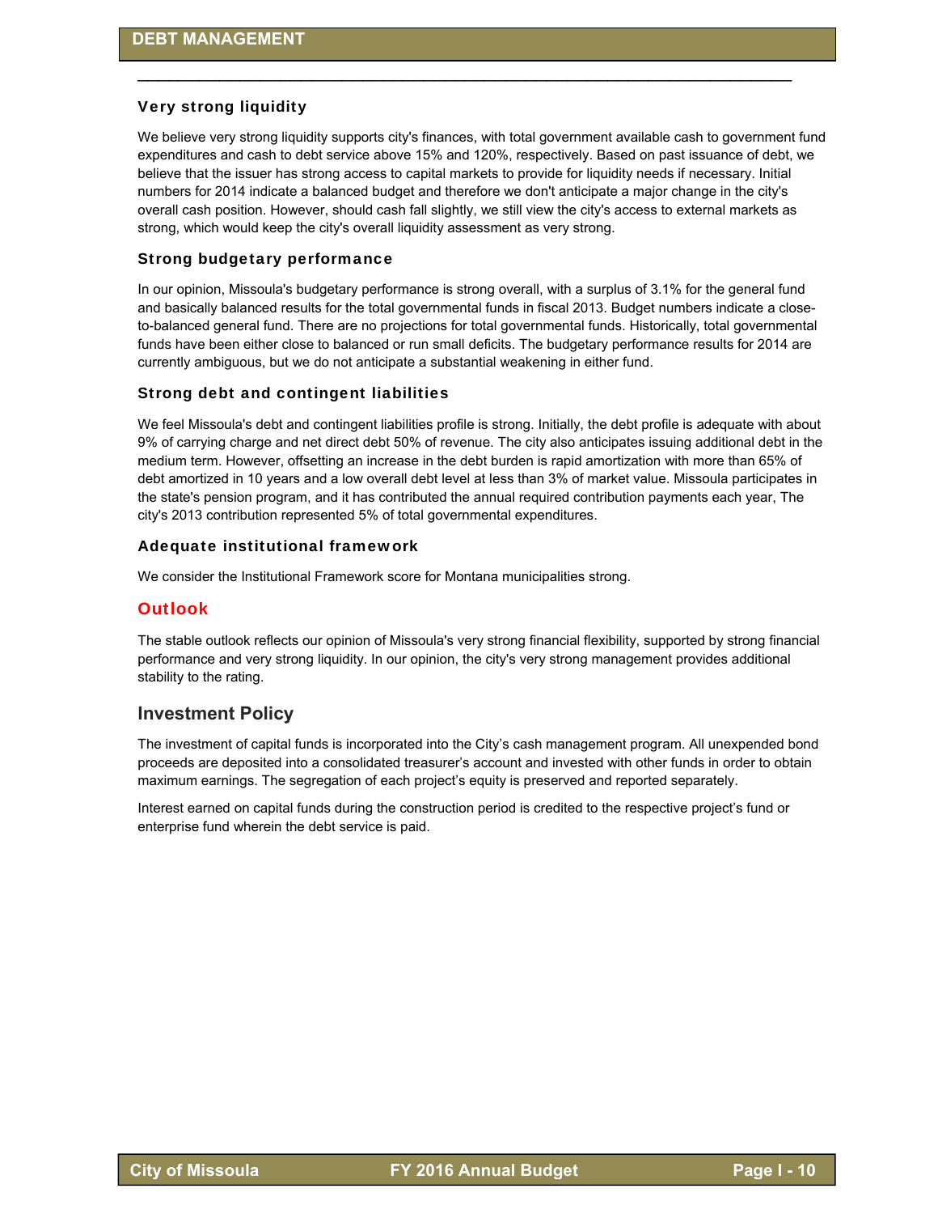### Very strong liquidity

We believe very strong liquidity supports city's finances, with total government available cash to government fund expenditures and cash to debt service above 15% and 120%, respectively. Based on past issuance of debt, we believe that the issuer has strong access to capital markets to provide for liquidity needs if necessary. Initial numbers for 2014 indicate a balanced budget and therefore we don't anticipate a major change in the city's overall cash position. However, should cash fall slightly, we still view the city's access to external markets as strong, which would keep the city's overall liquidity assessment as very strong.

### Strong budgetary performance

In our opinion, Missoula's budgetary performance is strong overall, with a surplus of 3.1% for the general fund and basically balanced results for the total governmental funds in fiscal 2013. Budget numbers indicate a close-to-balanced general fund. There are no projections for total governmental funds. Historically, total governmental funds have been either close to balanced or run small deficits. The budgetary performance results for 2014 are currently ambiguous, but we do not anticipate a substantial weakening in either fund.

### Strong debt and contingent liabilities

We feel Missoula's debt and contingent liabilities profile is strong. Initially, the debt profile is adequate with about 9% of carrying charge and net direct debt 50% of revenue. The city also anticipates issuing additional debt in the medium term. However, offsetting an increase in the debt burden is rapid amortization with more than 65% of debt amortized in 10 years and a low overall debt level at less than 3% of market value. Missoula participates in the state's pension program, and it has contributed the annual required contribution payments each year, The city's 2013 contribution represented 5% of total governmental expenditures.

### Adequate institutional framework

We consider the Institutional Framework score for Montana municipalities strong.

### Outlook

The stable outlook reflects our opinion of Missoula's very strong financial flexibility, supported by strong financial performance and very strong liquidity. In our opinion, the city's very strong management provides additional stability to the rating.

## Investment Policy

The investment of capital funds is incorporated into the City's cash management program. All unexpended bond proceeds are deposited into a consolidated treasurer's account and invested with other funds in order to obtain maximum earnings. The segregation of each project's equity is preserved and reported separately.

Interest earned on capital funds during the construction period is credited to the respective project's fund or enterprise fund wherein the debt service is paid.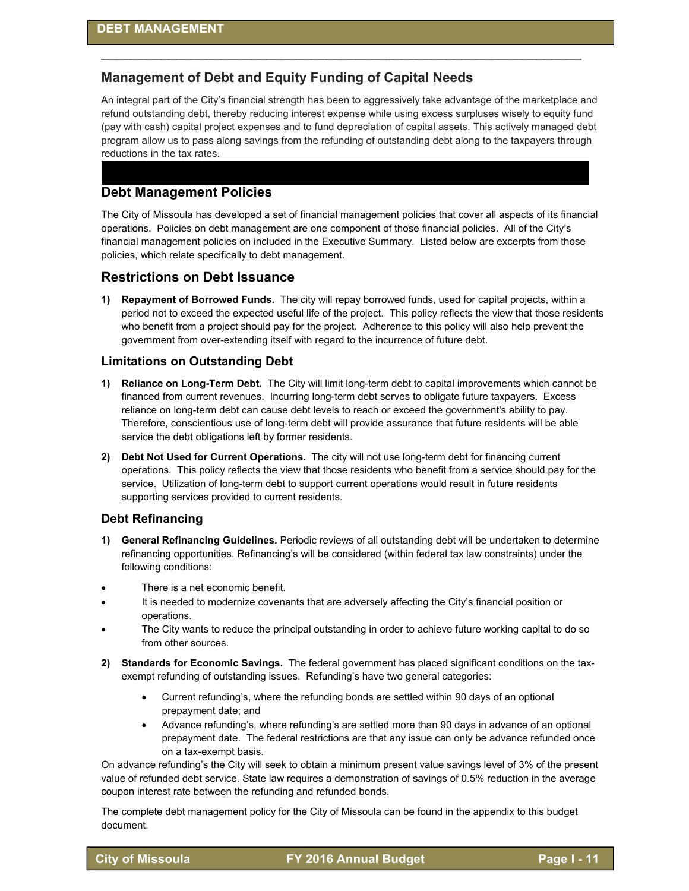## Management of Debt and Equity Funding of Capital Needs

An integral part of the City's financial strength has been to aggressively take advantage of the marketplace and refund outstanding debt, thereby reducing interest expense while using excess surpluses wisely to equity fund (pay with cash) capital project expenses and to fund depreciation of capital assets. This actively managed debt program allow us to pass along savings from the refunding of outstanding debt along to the taxpayers through reductions in the tax rates.

## Debt Management Policies

The City of Missoula has developed a set of financial management policies that cover all aspects of its financial operations. Policies on debt management are one component of those financial policies. All of the City's financial management policies on included in the Executive Summary. Listed below are excerpts from those policies, which relate specifically to debt management.

## Restrictions on Debt Issuance

1) **Repayment of Borrowed Funds.** The city will repay borrowed funds, used for capital projects, within a period not to exceed the expected useful life of the project. This policy reflects the view that those residents who benefit from a project should pay for the project. Adherence to this policy will also help prevent the government from over-extending itself with regard to the incurrence of future debt.

### Limitations on Outstanding Debt

1) **Reliance on Long-Term Debt.** The City will limit long-term debt to capital improvements which cannot be financed from current revenues. Incurring long-term debt serves to obligate future taxpayers. Excess reliance on long-term debt can cause debt levels to reach or exceed the government's ability to pay. Therefore, conscientious use of long-term debt will provide assurance that future residents will be able service the debt obligations left by former residents.

2) **Debt Not Used for Current Operations.** The city will not use long-term debt for financing current operations. This policy reflects the view that those residents who benefit from a service should pay for the service. Utilization of long-term debt to support current operations would result in future residents supporting services provided to current residents.

### Debt Refinancing

1) **General Refinancing Guidelines.** Periodic reviews of all outstanding debt will be undertaken to determine refinancing opportunities. Refinancing's will be considered (within federal tax law constraints) under the following conditions:

- There is a net economic benefit.
- It is needed to modernize covenants that are adversely affecting the City's financial position or operations.
- The City wants to reduce the principal outstanding in order to achieve future working capital to do so from other sources.

2) **Standards for Economic Savings.** The federal government has placed significant conditions on the tax-exempt refunding of outstanding issues. Refunding's have two general categories:

    - Current refunding's, where the refunding bonds are settled within 90 days of an optional prepayment date; and
    - Advance refunding's, where refunding's are settled more than 90 days in advance of an optional prepayment date. The federal restrictions are that any issue can only be advance refunded once on a tax-exempt basis.

On advance refunding's the City will seek to obtain a minimum present value savings level of 3% of the present value of refunded debt service. State law requires a demonstration of savings of 0.5% reduction in the average coupon interest rate between the refunding and refunded bonds.

The complete debt management policy for the City of Missoula can be found in the appendix to this budget document.